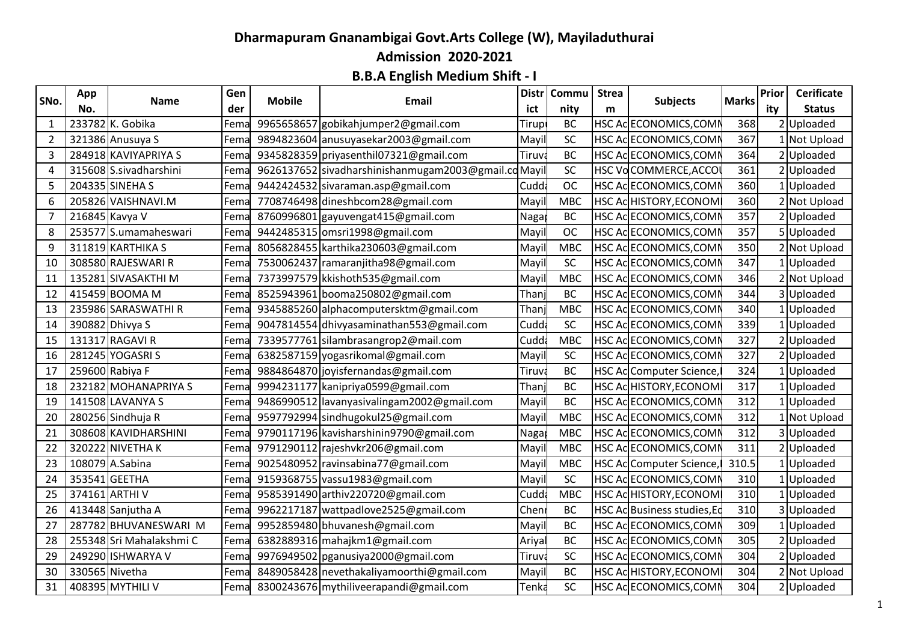# Dharmapuram Gnanambigai Govt.Arts College (W), Mayiladuthurai

## Admission 2020-2021

### B.B.A English Medium Shift - I

| SNo. | App No. | Name | Gender | Mobile | Email | District | Community | Stream | Subjects | Marks | Priority | Cerificate Status |
|---|---|---|---|---|---|---|---|---|---|---|---|---|
| 1 | 233782 | K. Gobika | Fema | 9965658657 | gobikahjumper2@gmail.com | Tirup | BC | HSC Ac | ECONOMICS,COMN | 368 | 2 | Uploaded |
| 2 | 321386 | Anusuya S | Fema | 9894823604 | anusuyasekar2003@gmail.com | Mayil | SC | HSC Ac | ECONOMICS,COMN | 367 | 1 | Not Upload |
| 3 | 284918 | KAVIYAPRIYA S | Fema | 9345828359 | priyasenthil07321@gmail.com | Tiruva | BC | HSC Ac | ECONOMICS,COMN | 364 | 2 | Uploaded |
| 4 | 315608 | S.sivadharshini | Fema | 9626137652 | sivadharshinishanmugam2003@gmail.co | Mayil | SC | HSC Vo | COMMERCE,ACCOU | 361 | 2 | Uploaded |
| 5 | 204335 | SINEHA S | Fema | 9442424532 | sivaraman.asp@gmail.com | Cudda | OC | HSC Ac | ECONOMICS,COMN | 360 | 1 | Uploaded |
| 6 | 205826 | VAISHNAVI.M | Fema | 7708746498 | dineshbcom28@gmail.com | Mayil | MBC | HSC Ac | HISTORY,ECONOMI | 360 | 2 | Not Upload |
| 7 | 216845 | Kavya V | Fema | 8760996801 | gayuvengat415@gmail.com | Nagap | BC | HSC Ac | ECONOMICS,COMN | 357 | 2 | Uploaded |
| 8 | 253577 | S.umamaheswari | Fema | 9442485315 | omsri1998@gmail.com | Mayil | OC | HSC Ac | ECONOMICS,COMN | 357 | 5 | Uploaded |
| 9 | 311819 | KARTHIKA S | Fema | 8056828455 | karthika230603@gmail.com | Mayil | MBC | HSC Ac | ECONOMICS,COMN | 350 | 2 | Not Upload |
| 10 | 308580 | RAJESWARI R | Fema | 7530062437 | ramaranjitha98@gmail.com | Mayil | SC | HSC Ac | ECONOMICS,COMN | 347 | 1 | Uploaded |
| 11 | 135281 | SIVASAKTHI M | Fema | 7373997579 | kkishoth535@gmail.com | Mayil | MBC | HSC Ac | ECONOMICS,COMN | 346 | 2 | Not Upload |
| 12 | 415459 | BOOMA M | Fema | 8525943961 | booma250802@gmail.com | Thanj | BC | HSC Ac | ECONOMICS,COMN | 344 | 3 | Uploaded |
| 13 | 235986 | SARASWATHI R | Fema | 9345885260 | alphacomputersktm@gmail.com | Thanj | MBC | HSC Ac | ECONOMICS,COMN | 340 | 1 | Uploaded |
| 14 | 390882 | Dhivya S | Fema | 9047814554 | dhivyasaminathan553@gmail.com | Cudda | SC | HSC Ac | ECONOMICS,COMN | 339 | 1 | Uploaded |
| 15 | 131317 | RAGAVI R | Fema | 7339577761 | silambrasangrop2@mail.com | Cudda | MBC | HSC Ac | ECONOMICS,COMN | 327 | 2 | Uploaded |
| 16 | 281245 | YOGASRI S | Fema | 6382587159 | yogasrikomal@gmail.com | Mayil | SC | HSC Ac | ECONOMICS,COMN | 327 | 2 | Uploaded |
| 17 | 259600 | Rabiya F | Fema | 9884864870 | joyisfernandas@gmail.com | Tiruva | BC | HSC Ac | Computer Science,I | 324 | 1 | Uploaded |
| 18 | 232182 | MOHANAPRIYA S | Fema | 9994231177 | kanipriya0599@gmail.com | Thanj | BC | HSC Ac | HISTORY,ECONOMI | 317 | 1 | Uploaded |
| 19 | 141508 | LAVANYA S | Fema | 9486990512 | lavanyasivalingam2002@gmail.com | Mayil | BC | HSC Ac | ECONOMICS,COMN | 312 | 1 | Uploaded |
| 20 | 280256 | Sindhuja R | Fema | 9597792994 | sindhugokul25@gmail.com | Mayil | MBC | HSC Ac | ECONOMICS,COMN | 312 | 1 | Not Upload |
| 21 | 308608 | KAVIDHARSHINI | Fema | 9790117196 | kavisharshinin9790@gmail.com | Nagap | MBC | HSC Ac | ECONOMICS,COMN | 312 | 3 | Uploaded |
| 22 | 320222 | NIVETHA K | Fema | 9791290112 | rajeshvkr206@gmail.com | Mayil | MBC | HSC Ac | ECONOMICS,COMN | 311 | 2 | Uploaded |
| 23 | 108079 | A.Sabina | Fema | 9025480952 | ravinsabina77@gmail.com | Mayil | MBC | HSC Ac | Computer Science,I | 310.5 | 1 | Uploaded |
| 24 | 353541 | GEETHA | Fema | 9159368755 | vassu1983@gmail.com | Mayil | SC | HSC Ac | ECONOMICS,COMN | 310 | 1 | Uploaded |
| 25 | 374161 | ARTHI V | Fema | 9585391490 | arthiv220720@gmail.com | Cudda | MBC | HSC Ac | HISTORY,ECONOMI | 310 | 1 | Uploaded |
| 26 | 413448 | Sanjutha A | Fema | 9962217187 | wattpadlove2525@gmail.com | Chenn | BC | HSC Ac | Business studies,Ec | 310 | 3 | Uploaded |
| 27 | 287782 | BHUVANESWARI M | Fema | 9952859480 | bhuvanesh@gmail.com | Mayil | BC | HSC Ac | ECONOMICS,COMN | 309 | 1 | Uploaded |
| 28 | 255348 | Sri Mahalakshmi C | Fema | 6382889316 | mahajkm1@gmail.com | Ariyal | BC | HSC Ac | ECONOMICS,COMN | 305 | 2 | Uploaded |
| 29 | 249290 | ISHWARYA V | Fema | 9976949502 | pganusiya2000@gmail.com | Tiruva | SC | HSC Ac | ECONOMICS,COMN | 304 | 2 | Uploaded |
| 30 | 330565 | Nivetha | Fema | 8489058428 | nevethakaliyamoorthi@gmail.com | Mayil | BC | HSC Ac | HISTORY,ECONOMI | 304 | 2 | Not Upload |
| 31 | 408395 | MYTHILI V | Fema | 8300243676 | mythiliveerapandi@gmail.com | Tenka | SC | HSC Ac | ECONOMICS,COMN | 304 | 2 | Uploaded |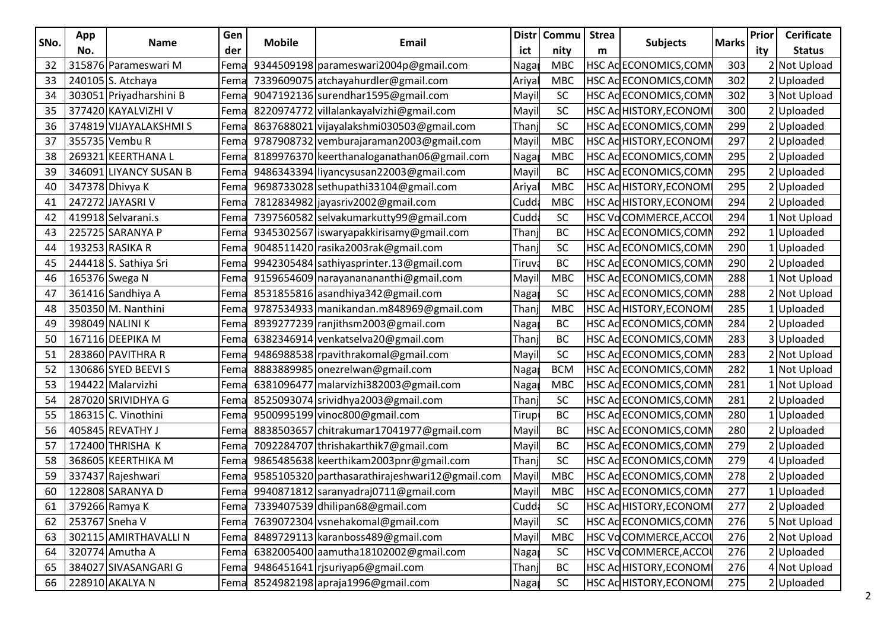| SNo. | App No. | Name | Gender | Mobile | Email | District | Community | Stream | Subjects | Marks | Priority | Cerificate Status |
|---|---|---|---|---|---|---|---|---|---|---|---|---|
| 32 | 315876 | Parameswari M | Fema | 9344509198 | parameswari2004p@gmail.com | Nagap | MBC | HSC Ac | ECONOMICS,COMN | 303 | 2 | Not Upload |
| 33 | 240105 | S. Atchaya | Fema | 7339609075 | atchayahurdler@gmail.com | Ariyal | MBC | HSC Ac | ECONOMICS,COMN | 302 | 2 | Uploaded |
| 34 | 303051 | Priyadharshini B | Fema | 9047192136 | surendhar1595@gmail.com | Mayil | SC | HSC Ac | ECONOMICS,COMN | 302 | 3 | Not Upload |
| 35 | 377420 | KAYALVIZHI V | Fema | 8220974772 | villalankayalvizhi@gmail.com | Mayil | SC | HSC Ac | HISTORY,ECONOMI | 300 | 2 | Uploaded |
| 36 | 374819 | VIJAYALAKSHMI S | Fema | 8637688021 | vijayalakshmi030503@gmail.com | Thanj | SC | HSC Ac | ECONOMICS,COMN | 299 | 2 | Uploaded |
| 37 | 355735 | Vembu R | Fema | 9787908732 | vemburajaraman2003@gmail.com | Mayil | MBC | HSC Ac | HISTORY,ECONOMI | 297 | 2 | Uploaded |
| 38 | 269321 | KEERTHANA L | Fema | 8189976370 | keerthanaloganathan06@gmail.com | Nagap | MBC | HSC Ac | ECONOMICS,COMN | 295 | 2 | Uploaded |
| 39 | 346091 | LIYANCY SUSAN B | Fema | 9486343394 | liyancysusan22003@gmail.com | Mayil | BC | HSC Ac | ECONOMICS,COMN | 295 | 2 | Uploaded |
| 40 | 347378 | Dhivya K | Fema | 9698733028 | sethupathi33104@gmail.com | Ariyal | MBC | HSC Ac | HISTORY,ECONOMI | 295 | 2 | Uploaded |
| 41 | 247272 | JAYASRI V | Fema | 7812834982 | jayasriv2002@gmail.com | Cudda | MBC | HSC Ac | HISTORY,ECONOMI | 294 | 2 | Uploaded |
| 42 | 419918 | Selvarani.s | Fema | 7397560582 | selvakumarkutty99@gmail.com | Cudda | SC | HSC Vo | COMMERCE,ACCOU | 294 | 1 | Not Upload |
| 43 | 225725 | SARANYA P | Fema | 9345302567 | iswaryapakkirisamy@gmail.com | Thanj | BC | HSC Ac | ECONOMICS,COMN | 292 | 1 | Uploaded |
| 44 | 193253 | RASIKA R | Fema | 9048511420 | rasika2003rak@gmail.com | Thanj | SC | HSC Ac | ECONOMICS,COMN | 290 | 1 | Uploaded |
| 45 | 244418 | S. Sathiya Sri | Fema | 9942305484 | sathiyasprinter.13@gmail.com | Tiruva | BC | HSC Ac | ECONOMICS,COMN | 290 | 2 | Uploaded |
| 46 | 165376 | Swega N | Fema | 9159654609 | narayanananthi@gmail.com | Mayil | MBC | HSC Ac | ECONOMICS,COMN | 288 | 1 | Not Upload |
| 47 | 361416 | Sandhiya A | Fema | 8531855816 | asandhiya342@gmail.com | Nagap | SC | HSC Ac | ECONOMICS,COMN | 288 | 2 | Not Upload |
| 48 | 350350 | M. Nanthini | Fema | 9787534933 | manikandan.m848969@gmail.com | Thanj | MBC | HSC Ac | HISTORY,ECONOMI | 285 | 1 | Uploaded |
| 49 | 398049 | NALINI K | Fema | 8939277239 | ranjithsm2003@gmail.com | Nagap | BC | HSC Ac | ECONOMICS,COMN | 284 | 2 | Uploaded |
| 50 | 167116 | DEEPIKA M | Fema | 6382346914 | venkatselva20@gmail.com | Thanj | BC | HSC Ac | ECONOMICS,COMN | 283 | 3 | Uploaded |
| 51 | 283860 | PAVITHRA R | Fema | 9486988538 | rpavithrakomal@gmail.com | Mayil | SC | HSC Ac | ECONOMICS,COMN | 283 | 2 | Not Upload |
| 52 | 130686 | SYED BEEVI S | Fema | 8883889985 | onezrelwan@gmail.com | Nagap | BCM | HSC Ac | ECONOMICS,COMN | 282 | 1 | Not Upload |
| 53 | 194422 | Malarvizhi | Fema | 6381096477 | malarvizhi382003@gmail.com | Nagap | MBC | HSC Ac | ECONOMICS,COMN | 281 | 1 | Not Upload |
| 54 | 287020 | SRIVIDHYA G | Fema | 8525093074 | srividhya2003@gmail.com | Thanj | SC | HSC Ac | ECONOMICS,COMN | 281 | 2 | Uploaded |
| 55 | 186315 | C. Vinothini | Fema | 9500995199 | vinoc800@gmail.com | Tirupu | BC | HSC Ac | ECONOMICS,COMN | 280 | 1 | Uploaded |
| 56 | 405845 | REVATHY J | Fema | 8838503657 | chitrakumar17041977@gmail.com | Mayil | BC | HSC Ac | ECONOMICS,COMN | 280 | 2 | Uploaded |
| 57 | 172400 | THRISHA K | Fema | 7092284707 | thrishakarthik7@gmail.com | Mayil | BC | HSC Ac | ECONOMICS,COMN | 279 | 2 | Uploaded |
| 58 | 368605 | KEERTHIKA M | Fema | 9865485638 | keerthikam2003pnr@gmail.com | Thanj | SC | HSC Ac | ECONOMICS,COMN | 279 | 4 | Uploaded |
| 59 | 337437 | Rajeshwari | Fema | 9585105320 | parthasarathirajeshwari12@gmail.com | Mayil | MBC | HSC Ac | ECONOMICS,COMN | 278 | 2 | Uploaded |
| 60 | 122808 | SARANYA D | Fema | 9940871812 | saranyadraj0711@gmail.com | Mayil | MBC | HSC Ac | ECONOMICS,COMN | 277 | 1 | Uploaded |
| 61 | 379266 | Ramya K | Fema | 7339407539 | dhilipan68@gmail.com | Cudda | SC | HSC Ac | HISTORY,ECONOMI | 277 | 2 | Uploaded |
| 62 | 253767 | Sneha V | Fema | 7639072304 | vsnehakomal@gmail.com | Mayil | SC | HSC Ac | ECONOMICS,COMN | 276 | 5 | Not Upload |
| 63 | 302115 | AMIRTHAVALLI N | Fema | 8489729113 | karanboss489@gmail.com | Mayil | MBC | HSC Vo | COMMERCE,ACCOU | 276 | 2 | Not Upload |
| 64 | 320774 | Amutha A | Fema | 6382005400 | aamutha18102002@gmail.com | Nagap | SC | HSC Vo | COMMERCE,ACCOU | 276 | 2 | Uploaded |
| 65 | 384027 | SIVASANGARI G | Fema | 9486451641 | rjsuriyap6@gmail.com | Thanj | BC | HSC Ac | HISTORY,ECONOMI | 276 | 4 | Not Upload |
| 66 | 228910 | AKALYA N | Fema | 8524982198 | apraja1996@gmail.com | Nagap | SC | HSC Ac | HISTORY,ECONOMI | 275 | 2 | Uploaded |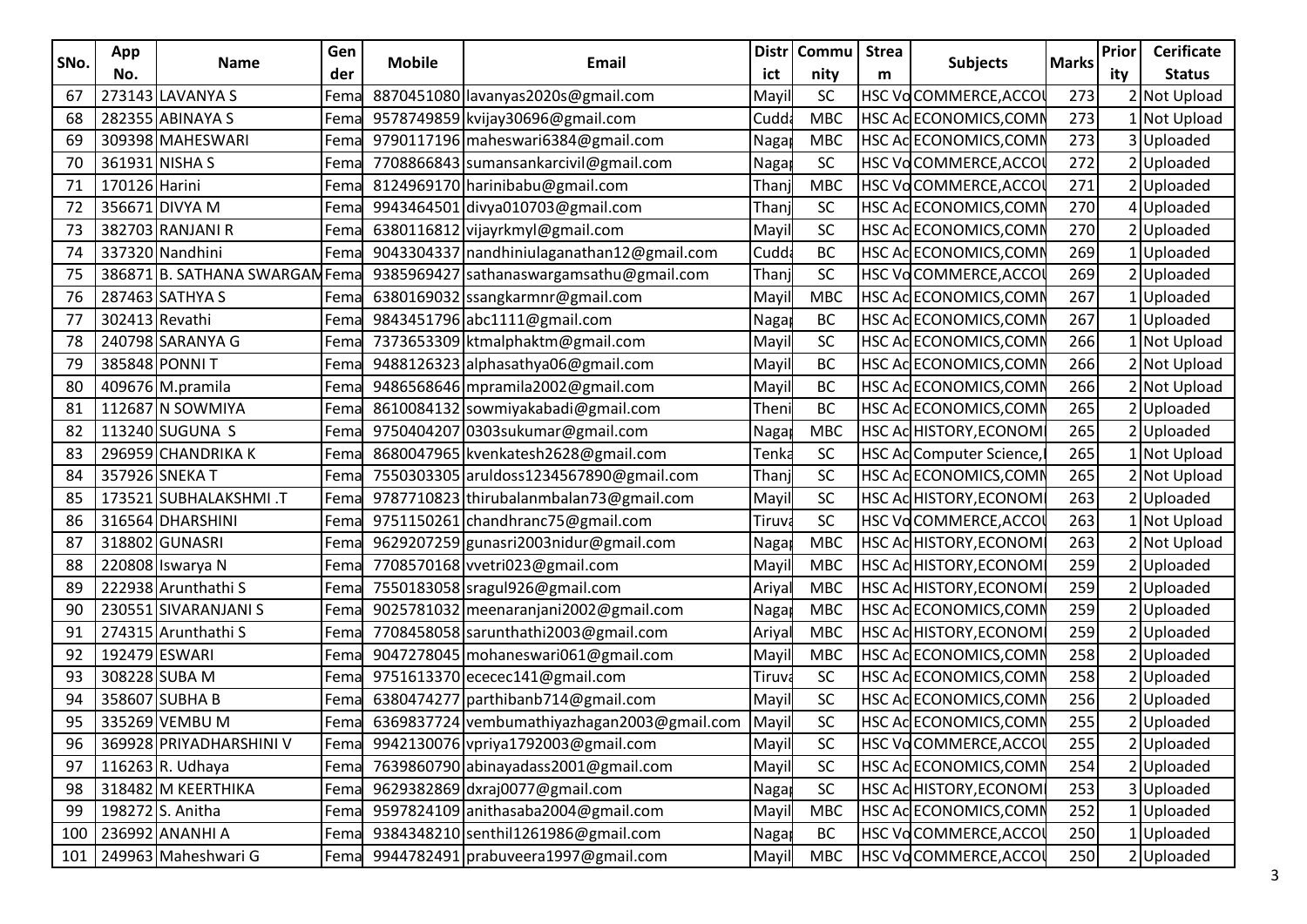| SNo. | App No. | Name | Gender | Mobile | Email | District | Community | Stream | Subjects | Marks | Priority | Cerificate Status |
|---|---|---|---|---|---|---|---|---|---|---|---|---|
| 67 | 273143 | LAVANYA S | Fema | 8870451080 | lavanyas2020s@gmail.com | Mayil | SC | HSC Vo | COMMERCE,ACCOU | 273 | 2 | Not Upload |
| 68 | 282355 | ABINAYA S | Fema | 9578749859 | kvijay30696@gmail.com | Cudda | MBC | HSC Ac | ECONOMICS,COMN | 273 | 1 | Not Upload |
| 69 | 309398 | MAHESWARI | Fema | 9790117196 | maheswari6384@gmail.com | Nagap | MBC | HSC Ac | ECONOMICS,COMN | 273 | 3 | Uploaded |
| 70 | 361931 | NISHA S | Fema | 7708866843 | sumansankarcivil@gmail.com | Nagap | SC | HSC Vo | COMMERCE,ACCOU | 272 | 2 | Uploaded |
| 71 | 170126 | Harini | Fema | 8124969170 | harinibabu@gmail.com | Thanj | MBC | HSC Vo | COMMERCE,ACCOU | 271 | 2 | Uploaded |
| 72 | 356671 | DIVYA M | Fema | 9943464501 | divya010703@gmail.com | Thanj | SC | HSC Ac | ECONOMICS,COMN | 270 | 4 | Uploaded |
| 73 | 382703 | RANJANI R | Fema | 6380116812 | vijayrkmyl@gmail.com | Mayil | SC | HSC Ac | ECONOMICS,COMN | 270 | 2 | Uploaded |
| 74 | 337320 | Nandhini | Fema | 9043304337 | nandhiniulaganathan12@gmail.com | Cudda | BC | HSC Ac | ECONOMICS,COMN | 269 | 1 | Uploaded |
| 75 | 386871 | B. SATHANA SWARGAM | Fema | 9385969427 | sathanaswargamsathu@gmail.com | Thanj | SC | HSC Vo | COMMERCE,ACCOU | 269 | 2 | Uploaded |
| 76 | 287463 | SATHYA S | Fema | 6380169032 | ssangkarmnr@gmail.com | Mayil | MBC | HSC Ac | ECONOMICS,COMN | 267 | 1 | Uploaded |
| 77 | 302413 | Revathi | Fema | 9843451796 | abc1111@gmail.com | Nagap | BC | HSC Ac | ECONOMICS,COMN | 267 | 1 | Uploaded |
| 78 | 240798 | SARANYA G | Fema | 7373653309 | ktmalphaktm@gmail.com | Mayil | SC | HSC Ac | ECONOMICS,COMN | 266 | 1 | Not Upload |
| 79 | 385848 | PONNI T | Fema | 9488126323 | alphasathya06@gmail.com | Mayil | BC | HSC Ac | ECONOMICS,COMN | 266 | 2 | Not Upload |
| 80 | 409676 | M.pramila | Fema | 9486568646 | mpramila2002@gmail.com | Mayil | BC | HSC Ac | ECONOMICS,COMN | 266 | 2 | Not Upload |
| 81 | 112687 | N SOWMIYA | Fema | 8610084132 | sowmiyakabadi@gmail.com | Theni | BC | HSC Ac | ECONOMICS,COMN | 265 | 2 | Uploaded |
| 82 | 113240 | SUGUNA S | Fema | 9750404207 | 0303sukumar@gmail.com | Nagap | MBC | HSC Ac | HISTORY,ECONOMI | 265 | 2 | Uploaded |
| 83 | 296959 | CHANDRIKA K | Fema | 8680047965 | kvenkatesh2628@gmail.com | Tenka | SC | HSC Ac | Computer Science,I | 265 | 1 | Not Upload |
| 84 | 357926 | SNEKA T | Fema | 7550303305 | aruldoss1234567890@gmail.com | Thanj | SC | HSC Ac | ECONOMICS,COMN | 265 | 2 | Not Upload |
| 85 | 173521 | SUBHALAKSHMI .T | Fema | 9787710823 | thirubalanmbalan73@gmail.com | Mayil | SC | HSC Ac | HISTORY,ECONOMI | 263 | 2 | Uploaded |
| 86 | 316564 | DHARSHINI | Fema | 9751150261 | chandhranc75@gmail.com | Tiruva | SC | HSC Vo | COMMERCE,ACCOU | 263 | 1 | Not Upload |
| 87 | 318802 | GUNASRI | Fema | 9629207259 | gunasri2003nidur@gmail.com | Nagap | MBC | HSC Ac | HISTORY,ECONOMI | 263 | 2 | Not Upload |
| 88 | 220808 | Iswarya N | Fema | 7708570168 | vvetri023@gmail.com | Mayil | MBC | HSC Ac | HISTORY,ECONOMI | 259 | 2 | Uploaded |
| 89 | 222938 | Arunthathi S | Fema | 7550183058 | sragul926@gmail.com | Ariyal | MBC | HSC Ac | HISTORY,ECONOMI | 259 | 2 | Uploaded |
| 90 | 230551 | SIVARANJANI S | Fema | 9025781032 | meenaranjani2002@gmail.com | Nagap | MBC | HSC Ac | ECONOMICS,COMN | 259 | 2 | Uploaded |
| 91 | 274315 | Arunthathi S | Fema | 7708458058 | sarunthathi2003@gmail.com | Ariyal | MBC | HSC Ac | HISTORY,ECONOMI | 259 | 2 | Uploaded |
| 92 | 192479 | ESWARI | Fema | 9047278045 | mohaneswari061@gmail.com | Mayil | MBC | HSC Ac | ECONOMICS,COMN | 258 | 2 | Uploaded |
| 93 | 308228 | SUBA M | Fema | 9751613370 | ececec141@gmail.com | Tiruva | SC | HSC Ac | ECONOMICS,COMN | 258 | 2 | Uploaded |
| 94 | 358607 | SUBHA B | Fema | 6380474277 | parthibanb714@gmail.com | Mayil | SC | HSC Ac | ECONOMICS,COMN | 256 | 2 | Uploaded |
| 95 | 335269 | VEMBU M | Fema | 6369837724 | vembumathiyazhagan2003@gmail.com | Mayil | SC | HSC Ac | ECONOMICS,COMN | 255 | 2 | Uploaded |
| 96 | 369928 | PRIYADHARSHINI V | Fema | 9942130076 | vpriya1792003@gmail.com | Mayil | SC | HSC Vo | COMMERCE,ACCOU | 255 | 2 | Uploaded |
| 97 | 116263 | R. Udhaya | Fema | 7639860790 | abinayadass2001@gmail.com | Mayil | SC | HSC Ac | ECONOMICS,COMN | 254 | 2 | Uploaded |
| 98 | 318482 | M KEERTHIKA | Fema | 9629382869 | dxraj0077@gmail.com | Nagap | SC | HSC Ac | HISTORY,ECONOMI | 253 | 3 | Uploaded |
| 99 | 198272 | S. Anitha | Fema | 9597824109 | anithasaba2004@gmail.com | Mayil | MBC | HSC Ac | ECONOMICS,COMN | 252 | 1 | Uploaded |
| 100 | 236992 | ANANHI A | Fema | 9384348210 | senthil1261986@gmail.com | Nagap | BC | HSC Vo | COMMERCE,ACCOU | 250 | 1 | Uploaded |
| 101 | 249963 | Maheshwari G | Fema | 9944782491 | prabuveera1997@gmail.com | Mayil | MBC | HSC Vo | COMMERCE,ACCOU | 250 | 2 | Uploaded |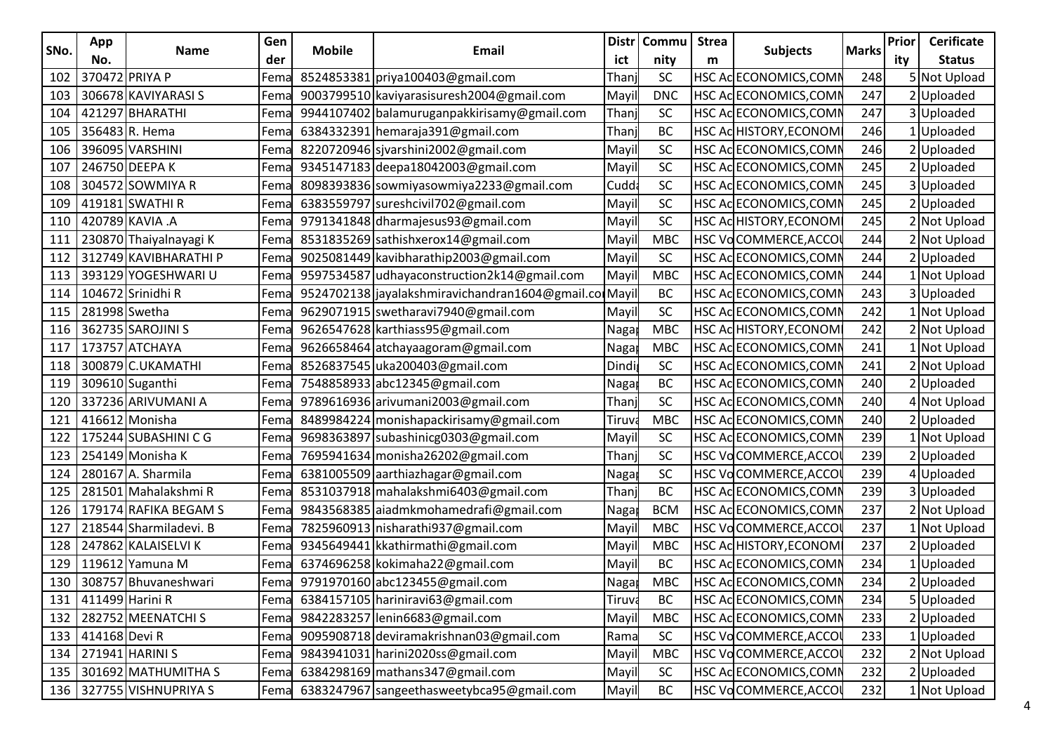| SNo. | App No. | Name | Gender | Mobile | Email | District | Community | Stream | Subjects | Marks | Priority | Cerificate Status |
|---|---|---|---|---|---|---|---|---|---|---|---|---|
| 102 | 370472 | PRIYA P | Fema | 8524853381 | priya100403@gmail.com | Thanj | SC | HSC Ac | ECONOMICS,COMN | 248 | 5 | Not Upload |
| 103 | 306678 | KAVIYARASI S | Fema | 9003799510 | kaviyarasisuresh2004@gmail.com | Mayil | DNC | HSC Ac | ECONOMICS,COMN | 247 | 2 | Uploaded |
| 104 | 421297 | BHARATHI | Fema | 9944107402 | balamuruganpakkirisamy@gmail.com | Thanj | SC | HSC Ac | ECONOMICS,COMN | 247 | 3 | Uploaded |
| 105 | 356483 | R. Hema | Fema | 6384332391 | hemaraja391@gmail.com | Thanj | BC | HSC Ac | HISTORY,ECONOMI | 246 | 1 | Uploaded |
| 106 | 396095 | VARSHINI | Fema | 8220720946 | sjvarshini2002@gmail.com | Mayil | SC | HSC Ac | ECONOMICS,COMN | 246 | 2 | Uploaded |
| 107 | 246750 | DEEPA K | Fema | 9345147183 | deepa18042003@gmail.com | Mayil | SC | HSC Ac | ECONOMICS,COMN | 245 | 2 | Uploaded |
| 108 | 304572 | SOWMIYA R | Fema | 8098393836 | sowmiyasowmiya2233@gmail.com | Cudda | SC | HSC Ac | ECONOMICS,COMN | 245 | 3 | Uploaded |
| 109 | 419181 | SWATHI R | Fema | 6383559797 | sureshcivil702@gmail.com | Mayil | SC | HSC Ac | ECONOMICS,COMN | 245 | 2 | Uploaded |
| 110 | 420789 | KAVIA .A | Fema | 9791341848 | dharmajesus93@gmail.com | Mayil | SC | HSC Ac | HISTORY,ECONOMI | 245 | 2 | Not Upload |
| 111 | 230870 | Thaiyalnayagi K | Fema | 8531835269 | sathishxerox14@gmail.com | Mayil | MBC | HSC Vo | COMMERCE,ACCOU | 244 | 2 | Not Upload |
| 112 | 312749 | KAVIBHARATHI P | Fema | 9025081449 | kavibharathip2003@gmail.com | Mayil | SC | HSC Ac | ECONOMICS,COMN | 244 | 2 | Uploaded |
| 113 | 393129 | YOGESHWARI U | Fema | 9597534587 | udhayaconstruction2k14@gmail.com | Mayil | MBC | HSC Ac | ECONOMICS,COMN | 244 | 1 | Not Upload |
| 114 | 104672 | Srinidhi R | Fema | 9524702138 | jayalakshmiravichandran1604@gmail.co | Mayil | BC | HSC Ac | ECONOMICS,COMN | 243 | 3 | Uploaded |
| 115 | 281998 | Swetha | Fema | 9629071915 | swetharavi7940@gmail.com | Mayil | SC | HSC Ac | ECONOMICS,COMN | 242 | 1 | Not Upload |
| 116 | 362735 | SAROJINI S | Fema | 9626547628 | karthiass95@gmail.com | Nagap | MBC | HSC Ac | HISTORY,ECONOMI | 242 | 2 | Not Upload |
| 117 | 173757 | ATCHAYA | Fema | 9626658464 | atchayaagoram@gmail.com | Nagap | MBC | HSC Ac | ECONOMICS,COMN | 241 | 1 | Not Upload |
| 118 | 300879 | C.UKAMATHI | Fema | 8526837545 | uka200403@gmail.com | Dindi | SC | HSC Ac | ECONOMICS,COMN | 241 | 2 | Not Upload |
| 119 | 309610 | Suganthi | Fema | 7548858933 | abc12345@gmail.com | Nagap | BC | HSC Ac | ECONOMICS,COMN | 240 | 2 | Uploaded |
| 120 | 337236 | ARIVUMANI A | Fema | 9789616936 | arivumani2003@gmail.com | Thanj | SC | HSC Ac | ECONOMICS,COMN | 240 | 4 | Not Upload |
| 121 | 416612 | Monisha | Fema | 8489984224 | monishapackirisamy@gmail.com | Tiruva | MBC | HSC Ac | ECONOMICS,COMN | 240 | 2 | Uploaded |
| 122 | 175244 | SUBASHINI C G | Fema | 9698363897 | subashinicg0303@gmail.com | Mayil | SC | HSC Ac | ECONOMICS,COMN | 239 | 1 | Not Upload |
| 123 | 254149 | Monisha K | Fema | 7695941634 | monisha26202@gmail.com | Thanj | SC | HSC Vo | COMMERCE,ACCOU | 239 | 2 | Uploaded |
| 124 | 280167 | A. Sharmila | Fema | 6381005509 | aarthiazhagar@gmail.com | Nagap | SC | HSC Vo | COMMERCE,ACCOU | 239 | 4 | Uploaded |
| 125 | 281501 | Mahalakshmi R | Fema | 8531037918 | mahalakshmi6403@gmail.com | Thanj | BC | HSC Ac | ECONOMICS,COMN | 239 | 3 | Uploaded |
| 126 | 179174 | RAFIKA BEGAM S | Fema | 9843568385 | aiadmkmohamedrafi@gmail.com | Nagap | BCM | HSC Ac | ECONOMICS,COMN | 237 | 2 | Not Upload |
| 127 | 218544 | Sharmiladevi. B | Fema | 7825960913 | nisharathi937@gmail.com | Mayil | MBC | HSC Vo | COMMERCE,ACCOU | 237 | 1 | Not Upload |
| 128 | 247862 | KALAISELVI K | Fema | 9345649441 | kkathirmathi@gmail.com | Mayil | MBC | HSC Ac | HISTORY,ECONOMI | 237 | 2 | Uploaded |
| 129 | 119612 | Yamuna M | Fema | 6374696258 | kokimaha22@gmail.com | Mayil | BC | HSC Ac | ECONOMICS,COMN | 234 | 1 | Uploaded |
| 130 | 308757 | Bhuvaneshwari | Fema | 9791970160 | abc123455@gmail.com | Nagap | MBC | HSC Ac | ECONOMICS,COMN | 234 | 2 | Uploaded |
| 131 | 411499 | Harini R | Fema | 6384157105 | harinirav63@gmail.com | Tiruva | BC | HSC Ac | ECONOMICS,COMN | 234 | 5 | Uploaded |
| 132 | 282752 | MEENATCHI S | Fema | 9842283257 | lenin6683@gmail.com | Mayil | MBC | HSC Ac | ECONOMICS,COMN | 233 | 2 | Uploaded |
| 133 | 414168 | Devi R | Fema | 9095908718 | deviramakrishnan03@gmail.com | Rama | SC | HSC Vo | COMMERCE,ACCOU | 233 | 1 | Uploaded |
| 134 | 271941 | HARINI S | Fema | 9843941031 | harini2020ss@gmail.com | Mayil | MBC | HSC Vo | COMMERCE,ACCOU | 232 | 2 | Not Upload |
| 135 | 301692 | MATHUMITHA S | Fema | 6384298169 | mathans347@gmail.com | Mayil | SC | HSC Ac | ECONOMICS,COMN | 232 | 2 | Uploaded |
| 136 | 327755 | VISHNUPRIYA S | Fema | 6383247967 | sangeethasweetybca95@gmail.com | Mayil | BC | HSC Vo | COMMERCE,ACCOU | 232 | 1 | Not Upload |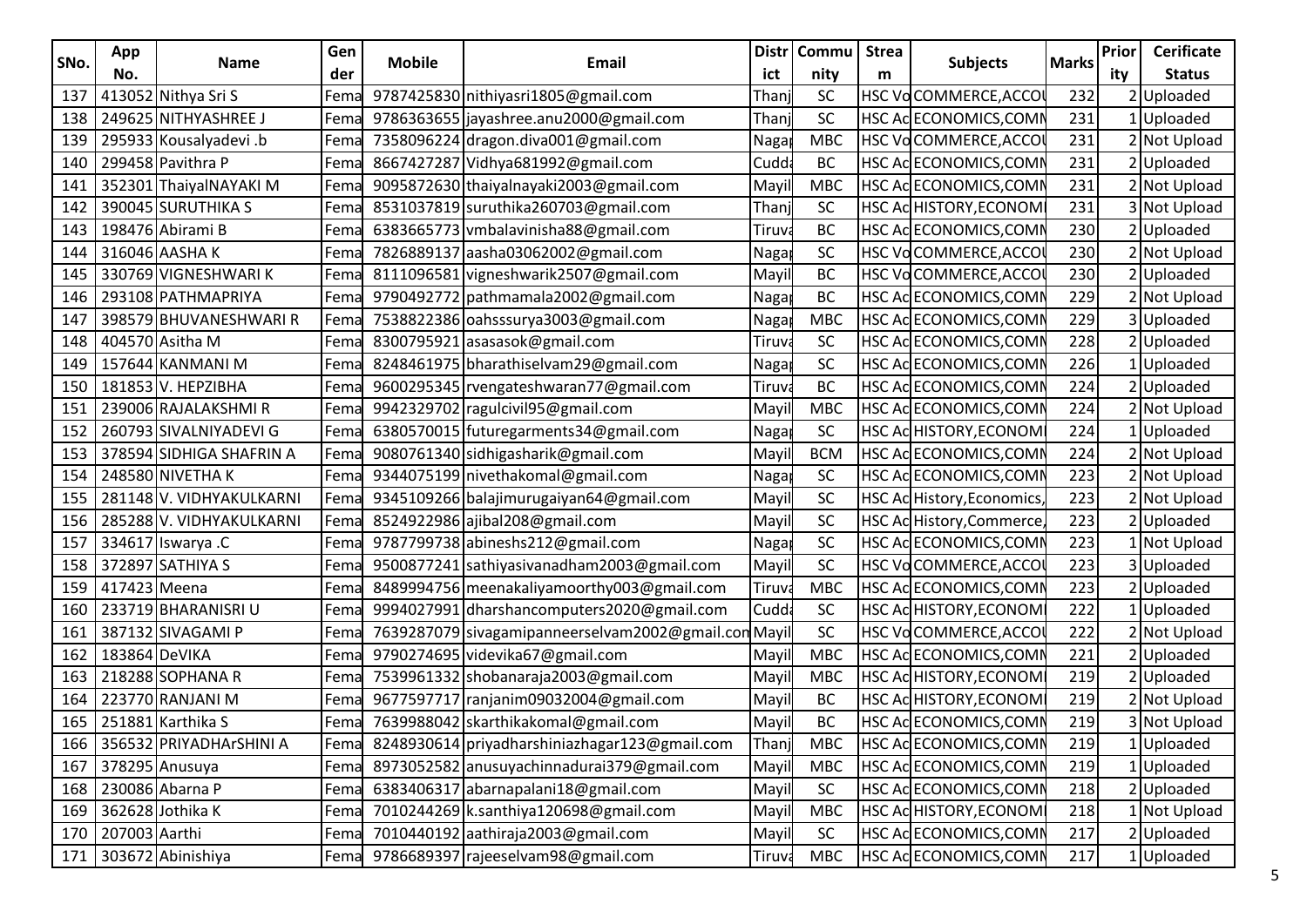| SNo. | App No. | Name | Gender | Mobile | Email | District | Community | Stream | Subjects | Marks | Priority | Cerificate Status |
|---|---|---|---|---|---|---|---|---|---|---|---|---|
| 137 | 413052 | Nithya Sri S | Fema | 9787425830 | nithiyasri1805@gmail.com | Thanj | SC | HSC Vo | COMMERCE,ACCOU | 232 | 2 | Uploaded |
| 138 | 249625 | NITHYASHREE J | Fema | 9786363655 | jayashree.anu2000@gmail.com | Thanj | SC | HSC Ac | ECONOMICS,COMN | 231 | 1 | Uploaded |
| 139 | 295933 | Kousalyadevi .b | Fema | 7358096224 | dragon.diva001@gmail.com | Nagap | MBC | HSC Vo | COMMERCE,ACCOU | 231 | 2 | Not Upload |
| 140 | 299458 | Pavithra P | Fema | 8667427287 | Vidhya681992@gmail.com | Cudda | BC | HSC Ac | ECONOMICS,COMN | 231 | 2 | Uploaded |
| 141 | 352301 | ThaiyalNAYAKI M | Fema | 9095872630 | thaiyalnayaki2003@gmail.com | Mayil | MBC | HSC Ac | ECONOMICS,COMN | 231 | 2 | Not Upload |
| 142 | 390045 | SURUTHIKA S | Fema | 8531037819 | suruthika260703@gmail.com | Thanj | SC | HSC Ac | HISTORY,ECONOMI | 231 | 3 | Not Upload |
| 143 | 198476 | Abirami B | Fema | 6383665773 | vmbalavinisha88@gmail.com | Tiruva | BC | HSC Ac | ECONOMICS,COMN | 230 | 2 | Uploaded |
| 144 | 316046 | AASHA K | Fema | 7826889137 | aasha03062002@gmail.com | Nagap | SC | HSC Vo | COMMERCE,ACCOU | 230 | 2 | Not Upload |
| 145 | 330769 | VIGNESHWARI K | Fema | 8111096581 | vigneshwarik2507@gmail.com | Mayil | BC | HSC Vo | COMMERCE,ACCOU | 230 | 2 | Uploaded |
| 146 | 293108 | PATHMAPRIYA | Fema | 9790492772 | pathmamala2002@gmail.com | Nagap | BC | HSC Ac | ECONOMICS,COMN | 229 | 2 | Not Upload |
| 147 | 398579 | BHUVANESHWARI R | Fema | 7538822386 | oahsssurya3003@gmail.com | Nagap | MBC | HSC Ac | ECONOMICS,COMN | 229 | 3 | Uploaded |
| 148 | 404570 | Asitha M | Fema | 8300795921 | asasasok@gmail.com | Tiruva | SC | HSC Ac | ECONOMICS,COMN | 228 | 2 | Uploaded |
| 149 | 157644 | KANMANI M | Fema | 8248461975 | bharathiselvam29@gmail.com | Nagap | SC | HSC Ac | ECONOMICS,COMN | 226 | 1 | Uploaded |
| 150 | 181853 | V. HEPZIBHA | Fema | 9600295345 | rvengateshwaran77@gmail.com | Tiruva | BC | HSC Ac | ECONOMICS,COMN | 224 | 2 | Uploaded |
| 151 | 239006 | RAJALAKSHMI R | Fema | 9942329702 | ragulcivil95@gmail.com | Mayil | MBC | HSC Ac | ECONOMICS,COMN | 224 | 2 | Not Upload |
| 152 | 260793 | SIVALNIYADEVI G | Fema | 6380570015 | futuregarments34@gmail.com | Nagap | SC | HSC Ac | HISTORY,ECONOMI | 224 | 1 | Uploaded |
| 153 | 378594 | SIDHIGA SHAFRIN A | Fema | 9080761340 | sidhigasharik@gmail.com | Mayil | BCM | HSC Ac | ECONOMICS,COMN | 224 | 2 | Not Upload |
| 154 | 248580 | NIVETHA K | Fema | 9344075199 | nivethakomal@gmail.com | Nagap | SC | HSC Ac | ECONOMICS,COMN | 223 | 2 | Not Upload |
| 155 | 281148 | V. VIDHYAKULKARNI | Fema | 9345109266 | balajimurugaiyan64@gmail.com | Mayil | SC | HSC Ac | History,Economics, | 223 | 2 | Not Upload |
| 156 | 285288 | V. VIDHYAKULKARNI | Fema | 8524922986 | ajibal208@gmail.com | Mayil | SC | HSC Ac | History,Commerce, | 223 | 2 | Uploaded |
| 157 | 334617 | Iswarya .C | Fema | 9787799738 | abineshs212@gmail.com | Nagap | SC | HSC Ac | ECONOMICS,COMN | 223 | 1 | Not Upload |
| 158 | 372897 | SATHIYA S | Fema | 9500877241 | sathiyasivanadham2003@gmail.com | Mayil | SC | HSC Vo | COMMERCE,ACCOU | 223 | 3 | Uploaded |
| 159 | 417423 | Meena | Fema | 8489994756 | meenakaliyamoorthy003@gmail.com | Tiruva | MBC | HSC Ac | ECONOMICS,COMN | 223 | 2 | Uploaded |
| 160 | 233719 | BHARANISRI U | Fema | 9994027991 | dharshancomputers2020@gmail.com | Cudda | SC | HSC Ac | HISTORY,ECONOMI | 222 | 1 | Uploaded |
| 161 | 387132 | SIVAGAMI P | Fema | 7639287079 | sivagamipanneerselvam2002@gmail.con | Mayil | SC | HSC Vo | COMMERCE,ACCOU | 222 | 2 | Not Upload |
| 162 | 183864 | DeVIKA | Fema | 9790274695 | videvika67@gmail.com | Mayil | MBC | HSC Ac | ECONOMICS,COMN | 221 | 2 | Uploaded |
| 163 | 218288 | SOPHANA R | Fema | 7539961332 | shobanaraja2003@gmail.com | Mayil | MBC | HSC Ac | HISTORY,ECONOMI | 219 | 2 | Uploaded |
| 164 | 223770 | RANJANI M | Fema | 9677597717 | ranjanim09032004@gmail.com | Mayil | BC | HSC Ac | HISTORY,ECONOMI | 219 | 2 | Not Upload |
| 165 | 251881 | Karthika S | Fema | 7639988042 | skarthikakomal@gmail.com | Mayil | BC | HSC Ac | ECONOMICS,COMN | 219 | 3 | Not Upload |
| 166 | 356532 | PRIYADHArSHINI A | Fema | 8248930614 | priyadharshiniazhagar123@gmail.com | Thanj | MBC | HSC Ac | ECONOMICS,COMN | 219 | 1 | Uploaded |
| 167 | 378295 | Anusuya | Fema | 8973052582 | anusuyachinnadurai379@gmail.com | Mayil | MBC | HSC Ac | ECONOMICS,COMN | 219 | 1 | Uploaded |
| 168 | 230086 | Abarna P | Fema | 6383406317 | abarnapalani18@gmail.com | Mayil | SC | HSC Ac | ECONOMICS,COMN | 218 | 2 | Uploaded |
| 169 | 362628 | Jothika K | Fema | 7010244269 | k.santhiya120698@gmail.com | Mayil | MBC | HSC Ac | HISTORY,ECONOMI | 218 | 1 | Not Upload |
| 170 | 207003 | Aarthi | Fema | 7010440192 | aathiraja2003@gmail.com | Mayil | SC | HSC Ac | ECONOMICS,COMN | 217 | 2 | Uploaded |
| 171 | 303672 | Abinishiya | Fema | 9786689397 | rajeeselvam98@gmail.com | Tiruva | MBC | HSC Ac | ECONOMICS,COMN | 217 | 1 | Uploaded |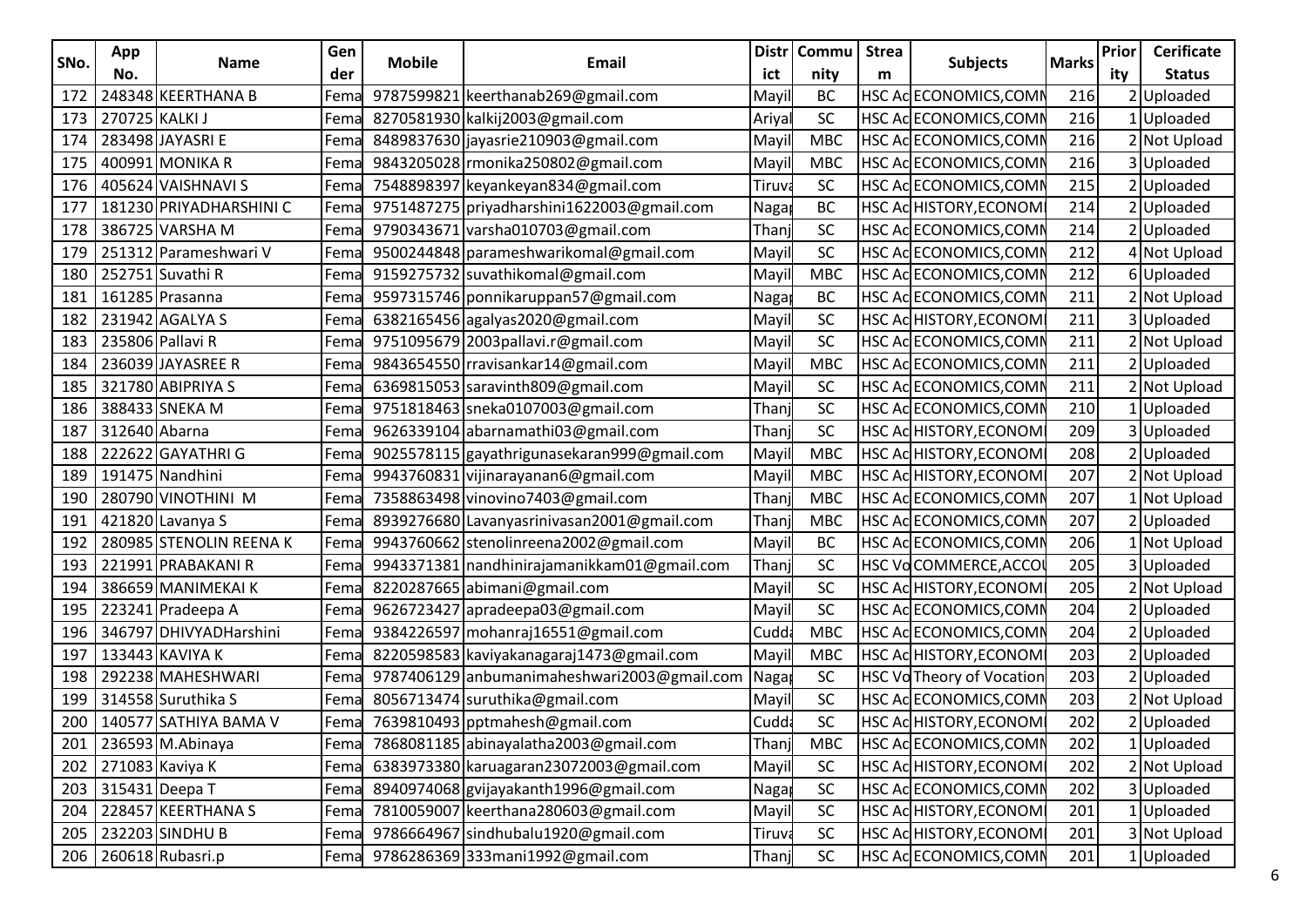| SNo. | App No. | Name | Gender | Mobile | Email | District | Community | Stream | Subjects | Marks | Priority | Cerificate Status |
|---|---|---|---|---|---|---|---|---|---|---|---|---|
| 172 | 248348 | KEERTHANA B | Fema | 9787599821 | keerthanab269@gmail.com | Mayil | BC | HSC Ac | ECONOMICS,COMN | 216 | 2 | Uploaded |
| 173 | 270725 | KALKI J | Fema | 8270581930 | kalkij2003@gmail.com | Ariyal | SC | HSC Ac | ECONOMICS,COMN | 216 | 1 | Uploaded |
| 174 | 283498 | JAYASRI E | Fema | 8489837630 | jayasrie210903@gmail.com | Mayil | MBC | HSC Ac | ECONOMICS,COMN | 216 | 2 | Not Upload |
| 175 | 400991 | MONIKA R | Fema | 9843205028 | rmonika250802@gmail.com | Mayil | MBC | HSC Ac | ECONOMICS,COMN | 216 | 3 | Uploaded |
| 176 | 405624 | VAISHNAVI S | Fema | 7548898397 | keyankeyan834@gmail.com | Tiruva | SC | HSC Ac | ECONOMICS,COMN | 215 | 2 | Uploaded |
| 177 | 181230 | PRIYADHARSHINI C | Fema | 9751487275 | priyadharshini1622003@gmail.com | Nagap | BC | HSC Ac | HISTORY,ECONOMI | 214 | 2 | Uploaded |
| 178 | 386725 | VARSHA M | Fema | 9790343671 | varsha010703@gmail.com | Thanj | SC | HSC Ac | ECONOMICS,COMN | 214 | 2 | Uploaded |
| 179 | 251312 | Parameshwari V | Fema | 9500244848 | parameshwarikomal@gmail.com | Mayil | SC | HSC Ac | ECONOMICS,COMN | 212 | 4 | Not Upload |
| 180 | 252751 | Suvathi R | Fema | 9159275732 | suvathikomal@gmail.com | Mayil | MBC | HSC Ac | ECONOMICS,COMN | 212 | 6 | Uploaded |
| 181 | 161285 | Prasanna | Fema | 9597315746 | ponnikaruppan57@gmail.com | Nagap | BC | HSC Ac | ECONOMICS,COMN | 211 | 2 | Not Upload |
| 182 | 231942 | AGALYA S | Fema | 6382165456 | agalyas2020@gmail.com | Mayil | SC | HSC Ac | HISTORY,ECONOMI | 211 | 3 | Uploaded |
| 183 | 235806 | Pallavi R | Fema | 9751095679 | 2003pallavi.r@gmail.com | Mayil | SC | HSC Ac | ECONOMICS,COMN | 211 | 2 | Not Upload |
| 184 | 236039 | JAYASREE R | Fema | 9843654550 | rravisankar14@gmail.com | Mayil | MBC | HSC Ac | ECONOMICS,COMN | 211 | 2 | Uploaded |
| 185 | 321780 | ABIPRIYA S | Fema | 6369815053 | saravinth809@gmail.com | Mayil | SC | HSC Ac | ECONOMICS,COMN | 211 | 2 | Not Upload |
| 186 | 388433 | SNEKA M | Fema | 9751818463 | sneka0107003@gmail.com | Thanj | SC | HSC Ac | ECONOMICS,COMN | 210 | 1 | Uploaded |
| 187 | 312640 | Abarna | Fema | 9626339104 | abarnamathi03@gmail.com | Thanj | SC | HSC Ac | HISTORY,ECONOMI | 209 | 3 | Uploaded |
| 188 | 222622 | GAYATHRI G | Fema | 9025578115 | gayathrigunasekaran999@gmail.com | Mayil | MBC | HSC Ac | HISTORY,ECONOMI | 208 | 2 | Uploaded |
| 189 | 191475 | Nandhini | Fema | 9943760831 | vijinarayanan6@gmail.com | Mayil | MBC | HSC Ac | HISTORY,ECONOMI | 207 | 2 | Not Upload |
| 190 | 280790 | VINOTHINI M | Fema | 7358863498 | vinovino7403@gmail.com | Thanj | MBC | HSC Ac | ECONOMICS,COMN | 207 | 1 | Not Upload |
| 191 | 421820 | Lavanya S | Fema | 8939276680 | Lavanyasrinivasan2001@gmail.com | Thanj | MBC | HSC Ac | ECONOMICS,COMN | 207 | 2 | Uploaded |
| 192 | 280985 | STENOLIN REENA K | Fema | 9943760662 | stenolinreena2002@gmail.com | Mayil | BC | HSC Ac | ECONOMICS,COMN | 206 | 1 | Not Upload |
| 193 | 221991 | PRABAKANI R | Fema | 9943371381 | nandhinirajamanikkam01@gmail.com | Thanj | SC | HSC Vo | COMMERCE,ACCOU | 205 | 3 | Uploaded |
| 194 | 386659 | MANIMEKAI K | Fema | 8220287665 | abimani@gmail.com | Mayil | SC | HSC Ac | HISTORY,ECONOMI | 205 | 2 | Not Upload |
| 195 | 223241 | Pradeepa A | Fema | 9626723427 | apradeepa03@gmail.com | Mayil | SC | HSC Ac | ECONOMICS,COMN | 204 | 2 | Uploaded |
| 196 | 346797 | DHIVYADHarshini | Fema | 9384226597 | mohanraj16551@gmail.com | Cudda | MBC | HSC Ac | ECONOMICS,COMN | 204 | 2 | Uploaded |
| 197 | 133443 | KAVIYA K | Fema | 8220598583 | kaviyakanagaraj1473@gmail.com | Mayil | MBC | HSC Ac | HISTORY,ECONOMI | 203 | 2 | Uploaded |
| 198 | 292238 | MAHESHWARI | Fema | 9787406129 | anbumanimaheshwari2003@gmail.com | Nagap | SC | HSC Vo | Theory of Vocation | 203 | 2 | Uploaded |
| 199 | 314558 | Suruthika S | Fema | 8056713474 | suruthika@gmail.com | Mayil | SC | HSC Ac | ECONOMICS,COMN | 203 | 2 | Not Upload |
| 200 | 140577 | SATHIYA BAMA V | Fema | 7639810493 | pptmahesh@gmail.com | Cudda | SC | HSC Ac | HISTORY,ECONOMI | 202 | 2 | Uploaded |
| 201 | 236593 | M.Abinaya | Fema | 7868081185 | abinayalatha2003@gmail.com | Thanj | MBC | HSC Ac | ECONOMICS,COMN | 202 | 1 | Uploaded |
| 202 | 271083 | Kaviya K | Fema | 6383973380 | karuagaran23072003@gmail.com | Mayil | SC | HSC Ac | HISTORY,ECONOMI | 202 | 2 | Not Upload |
| 203 | 315431 | Deepa T | Fema | 8940974068 | gvijayakanth1996@gmail.com | Nagap | SC | HSC Ac | ECONOMICS,COMN | 202 | 3 | Uploaded |
| 204 | 228457 | KEERTHANA S | Fema | 7810059007 | keerthana280603@gmail.com | Mayil | SC | HSC Ac | HISTORY,ECONOMI | 201 | 1 | Uploaded |
| 205 | 232203 | SINDHU B | Fema | 9786664967 | sindhubalu1920@gmail.com | Tiruva | SC | HSC Ac | HISTORY,ECONOMI | 201 | 3 | Not Upload |
| 206 | 260618 | Rubasri.p | Fema | 9786286369 | 333mani1992@gmail.com | Thanj | SC | HSC Ac | ECONOMICS,COMN | 201 | 1 | Uploaded |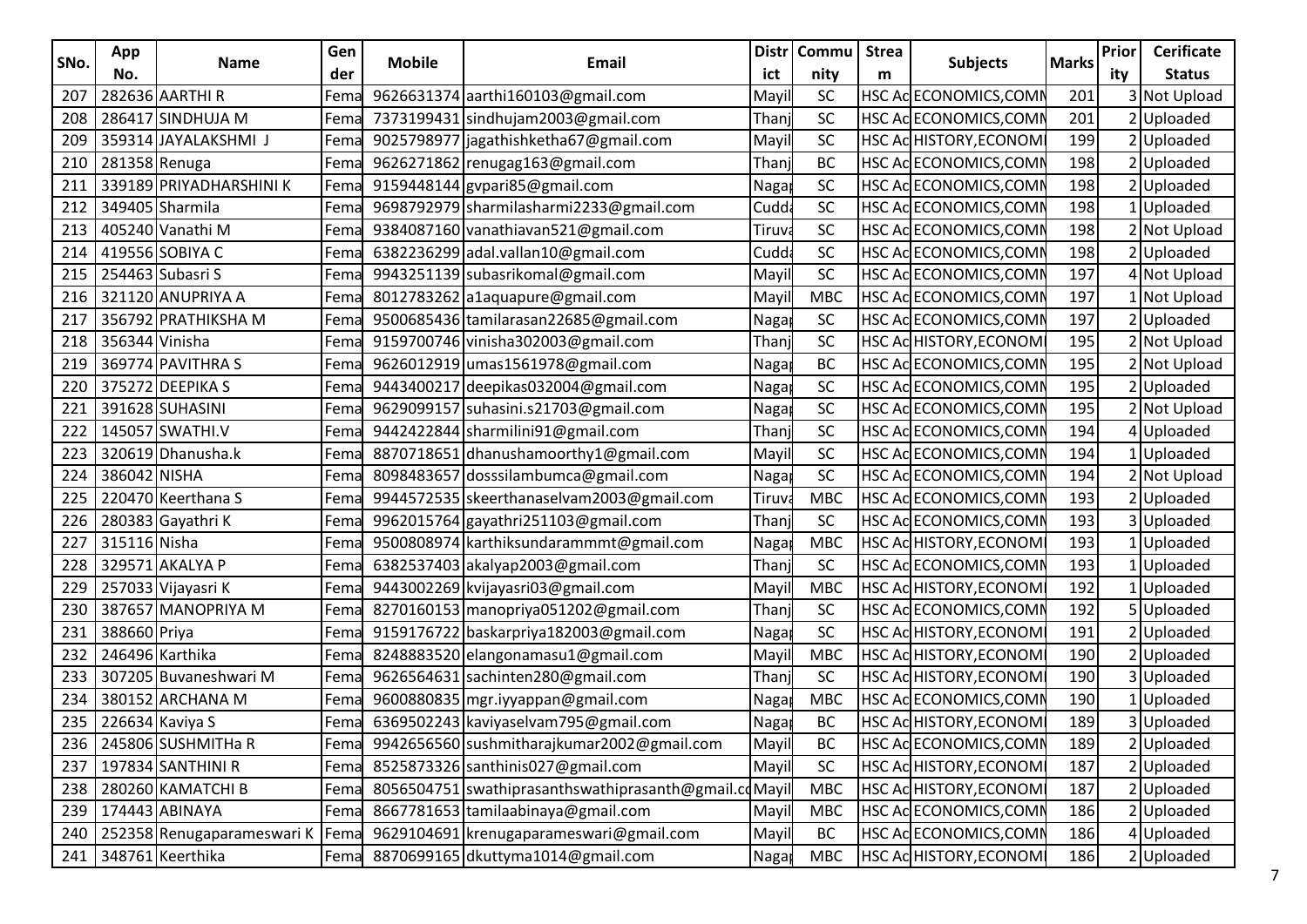| SNo. | App No. | Name | Gender | Mobile | Email | District | Community | Stream | Subjects | Marks | Priority | Cerificate Status |
|---|---|---|---|---|---|---|---|---|---|---|---|---|
| 207 | 282636 | AARTHI R | Fema | 9626631374 | aarthi160103@gmail.com | Mayil | SC | HSC Ac | ECONOMICS,COMN | 201 | 3 | Not Upload |
| 208 | 286417 | SINDHUJA M | Fema | 7373199431 | sindhujam2003@gmail.com | Thanj | SC | HSC Ac | ECONOMICS,COMN | 201 | 2 | Uploaded |
| 209 | 359314 | JAYALAKSHMI J | Fema | 9025798977 | jagathishketha67@gmail.com | Mayil | SC | HSC Ac | HISTORY,ECONOMI | 199 | 2 | Uploaded |
| 210 | 281358 | Renuga | Fema | 9626271862 | renugag163@gmail.com | Thanj | BC | HSC Ac | ECONOMICS,COMN | 198 | 2 | Uploaded |
| 211 | 339189 | PRIYADHARSHINI K | Fema | 9159448144 | gvpari85@gmail.com | Nagap | SC | HSC Ac | ECONOMICS,COMN | 198 | 2 | Uploaded |
| 212 | 349405 | Sharmila | Fema | 9698792979 | sharmilasharmi2233@gmail.com | Cudda | SC | HSC Ac | ECONOMICS,COMN | 198 | 1 | Uploaded |
| 213 | 405240 | Vanathi M | Fema | 9384087160 | vanathiavan521@gmail.com | Tiruva | SC | HSC Ac | ECONOMICS,COMN | 198 | 2 | Not Upload |
| 214 | 419556 | SOBIYA C | Fema | 6382236299 | adal.vallan10@gmail.com | Cudda | SC | HSC Ac | ECONOMICS,COMN | 198 | 2 | Uploaded |
| 215 | 254463 | Subasri S | Fema | 9943251139 | subasrikomal@gmail.com | Mayil | SC | HSC Ac | ECONOMICS,COMN | 197 | 4 | Not Upload |
| 216 | 321120 | ANUPRIYA A | Fema | 8012783262 | a1aquapure@gmail.com | Mayil | MBC | HSC Ac | ECONOMICS,COMN | 197 | 1 | Not Upload |
| 217 | 356792 | PRATHIKSHA M | Fema | 9500685436 | tamilarasan22685@gmail.com | Nagap | SC | HSC Ac | ECONOMICS,COMN | 197 | 2 | Uploaded |
| 218 | 356344 | Vinisha | Fema | 9159700746 | vinisha302003@gmail.com | Thanj | SC | HSC Ac | HISTORY,ECONOMI | 195 | 2 | Not Upload |
| 219 | 369774 | PAVITHRA S | Fema | 9626012919 | umas1561978@gmail.com | Nagap | BC | HSC Ac | ECONOMICS,COMN | 195 | 2 | Not Upload |
| 220 | 375272 | DEEPIKA S | Fema | 9443400217 | deepikas032004@gmail.com | Nagap | SC | HSC Ac | ECONOMICS,COMN | 195 | 2 | Uploaded |
| 221 | 391628 | SUHASINI | Fema | 9629099157 | suhasini.s21703@gmail.com | Nagap | SC | HSC Ac | ECONOMICS,COMN | 195 | 2 | Not Upload |
| 222 | 145057 | SWATHI.V | Fema | 9442422844 | sharmilini91@gmail.com | Thanj | SC | HSC Ac | ECONOMICS,COMN | 194 | 4 | Uploaded |
| 223 | 320619 | Dhanusha.k | Fema | 8870718651 | dhanushamoorthy1@gmail.com | Mayil | SC | HSC Ac | ECONOMICS,COMN | 194 | 1 | Uploaded |
| 224 | 386042 | NISHA | Fema | 8098483657 | dosssilambumca@gmail.com | Nagap | SC | HSC Ac | ECONOMICS,COMN | 194 | 2 | Not Upload |
| 225 | 220470 | Keerthana S | Fema | 9944572535 | skeerthanaselvam2003@gmail.com | Tiruva | MBC | HSC Ac | ECONOMICS,COMN | 193 | 2 | Uploaded |
| 226 | 280383 | Gayathri K | Fema | 9962015764 | gayathri251103@gmail.com | Thanj | SC | HSC Ac | ECONOMICS,COMN | 193 | 3 | Uploaded |
| 227 | 315116 | Nisha | Fema | 9500808974 | karthiksundarammmt@gmail.com | Nagap | MBC | HSC Ac | HISTORY,ECONOMI | 193 | 1 | Uploaded |
| 228 | 329571 | AKALYA P | Fema | 6382537403 | akalyap2003@gmail.com | Thanj | SC | HSC Ac | ECONOMICS,COMN | 193 | 1 | Uploaded |
| 229 | 257033 | Vijayasri K | Fema | 9443002269 | kvijayasri03@gmail.com | Mayil | MBC | HSC Ac | HISTORY,ECONOMI | 192 | 1 | Uploaded |
| 230 | 387657 | MANOPRIYA M | Fema | 8270160153 | manopriya051202@gmail.com | Thanj | SC | HSC Ac | ECONOMICS,COMN | 192 | 5 | Uploaded |
| 231 | 388660 | Priya | Fema | 9159176722 | baskarpriya182003@gmail.com | Nagap | SC | HSC Ac | HISTORY,ECONOMI | 191 | 2 | Uploaded |
| 232 | 246496 | Karthika | Fema | 8248883520 | elangonamasu1@gmail.com | Mayil | MBC | HSC Ac | HISTORY,ECONOMI | 190 | 2 | Uploaded |
| 233 | 307205 | Buvaneshwari M | Fema | 9626564631 | sachinten280@gmail.com | Thanj | SC | HSC Ac | HISTORY,ECONOMI | 190 | 3 | Uploaded |
| 234 | 380152 | ARCHANA M | Fema | 9600880835 | mgr.iyyappan@gmail.com | Nagap | MBC | HSC Ac | ECONOMICS,COMN | 190 | 1 | Uploaded |
| 235 | 226634 | Kaviya S | Fema | 6369502243 | kaviyaselvam795@gmail.com | Nagap | BC | HSC Ac | HISTORY,ECONOMI | 189 | 3 | Uploaded |
| 236 | 245806 | SUSHMITHa R | Fema | 9942656560 | sushmitharajkumar2002@gmail.com | Mayil | BC | HSC Ac | ECONOMICS,COMN | 189 | 2 | Uploaded |
| 237 | 197834 | SANTHINI R | Fema | 8525873326 | santhinis027@gmail.com | Mayil | SC | HSC Ac | HISTORY,ECONOMI | 187 | 2 | Uploaded |
| 238 | 280260 | KAMATCHI B | Fema | 8056504751 | swathiprasanthswathiprasanth@gmail.co | Mayil | MBC | HSC Ac | HISTORY,ECONOMI | 187 | 2 | Uploaded |
| 239 | 174443 | ABINAYA | Fema | 8667781653 | tamilaabinaya@gmail.com | Mayil | MBC | HSC Ac | ECONOMICS,COMN | 186 | 2 | Uploaded |
| 240 | 252358 | Renugaparameswari K | Fema | 9629104691 | krenugaparameswari@gmail.com | Mayil | BC | HSC Ac | ECONOMICS,COMN | 186 | 4 | Uploaded |
| 241 | 348761 | Keerthika | Fema | 8870699165 | dkuttyma1014@gmail.com | Nagap | MBC | HSC Ac | HISTORY,ECONOMI | 186 | 2 | Uploaded |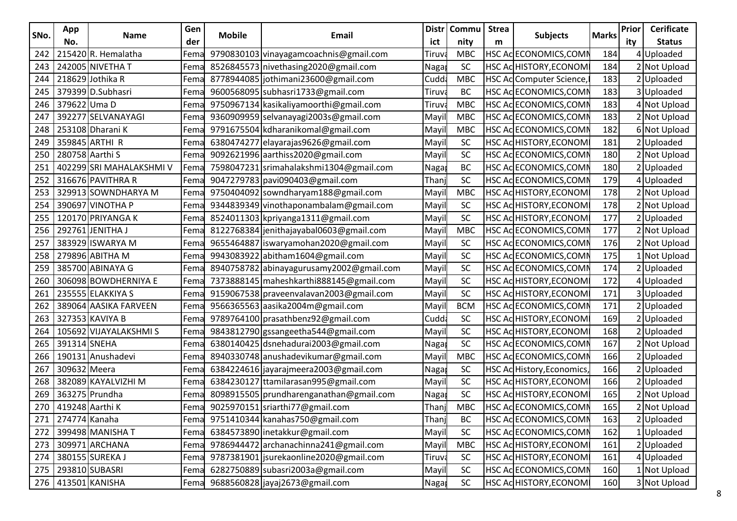| SNo. | App No. | Name | Gender | Mobile | Email | District | Community | Stream | Subjects | Marks | Priority | Cerificate Status |
|---|---|---|---|---|---|---|---|---|---|---|---|---|
| 242 | 215420 | R. Hemalatha | Fema | 9790830103 | vinayagamcoachnis@gmail.com | Tiruva | MBC | HSC Ac | ECONOMICS,COMN | 184 | 4 | Uploaded |
| 243 | 242005 | NIVETHA T | Fema | 8526845573 | nivethasing2020@gmail.com | Nagap | SC | HSC Ac | HISTORY,ECONOMI | 184 | 2 | Not Upload |
| 244 | 218629 | Jothika R | Fema | 8778944085 | jothimani23600@gmail.com | Cudda | MBC | HSC Ac | Computer Science, | 183 | 2 | Uploaded |
| 245 | 379399 | D.Subhasri | Fema | 9600568095 | subhasri1733@gmail.com | Tiruva | BC | HSC Ac | ECONOMICS,COMN | 183 | 3 | Uploaded |
| 246 | 379622 | Uma D | Fema | 9750967134 | kasikaliyamoorthi@gmail.com | Tiruva | MBC | HSC Ac | ECONOMICS,COMN | 183 | 4 | Not Upload |
| 247 | 392277 | SELVANAYAGI | Fema | 9360909959 | selvanayagi2003s@gmail.com | Mayil | MBC | HSC Ac | ECONOMICS,COMN | 183 | 2 | Not Upload |
| 248 | 253108 | Dharani K | Fema | 9791675504 | kdharanikomal@gmail.com | Mayil | MBC | HSC Ac | ECONOMICS,COMN | 182 | 6 | Not Upload |
| 249 | 359845 | ARTHI R | Fema | 6380474277 | elayarajas9626@gmail.com | Mayil | SC | HSC Ac | HISTORY,ECONOMI | 181 | 2 | Uploaded |
| 250 | 280758 | Aarthi S | Fema | 9092621996 | aarthiss2020@gmail.com | Mayil | SC | HSC Ac | ECONOMICS,COMN | 180 | 2 | Not Upload |
| 251 | 402299 | SRI MAHALAKSHMI V | Fema | 7598047231 | srimahalakshmi1304@gmail.com | Nagap | BC | HSC Ac | ECONOMICS,COMN | 180 | 2 | Uploaded |
| 252 | 316676 | PAVITHRA R | Fema | 9047279783 | pavi090403@gmail.com | Thanj | SC | HSC Ac | ECONOMICS,COMN | 179 | 4 | Uploaded |
| 253 | 329913 | SOWNDHARYA M | Fema | 9750404092 | sowndharyam188@gmail.com | Mayil | MBC | HSC Ac | HISTORY,ECONOMI | 178 | 2 | Not Upload |
| 254 | 390697 | VINOTHA P | Fema | 9344839349 | vinothaponambalam@gmail.com | Mayil | SC | HSC Ac | HISTORY,ECONOMI | 178 | 2 | Not Upload |
| 255 | 120170 | PRIYANGA K | Fema | 8524011303 | kpriyanga1311@gmail.com | Mayil | SC | HSC Ac | HISTORY,ECONOMI | 177 | 2 | Uploaded |
| 256 | 292761 | JENITHA J | Fema | 8122768384 | jenithajayabal0603@gmail.com | Mayil | MBC | HSC Ac | ECONOMICS,COMN | 177 | 2 | Not Upload |
| 257 | 383929 | ISWARYA M | Fema | 9655464887 | iswaryamohan2020@gmail.com | Mayil | SC | HSC Ac | ECONOMICS,COMN | 176 | 2 | Not Upload |
| 258 | 279896 | ABITHA M | Fema | 9943083922 | abitham1604@gmail.com | Mayil | SC | HSC Ac | ECONOMICS,COMN | 175 | 1 | Not Upload |
| 259 | 385700 | ABINAYA G | Fema | 8940758782 | abinayagurusamy2002@gmail.com | Mayil | SC | HSC Ac | ECONOMICS,COMN | 174 | 2 | Uploaded |
| 260 | 306098 | BOWDHERNIYA E | Fema | 7373888145 | maheshkarthi888145@gmail.com | Mayil | SC | HSC Ac | HISTORY,ECONOMI | 172 | 4 | Uploaded |
| 261 | 235555 | ELAKKIYA S | Fema | 9159067538 | praveenvalavan2003@gmail.com | Mayil | SC | HSC Ac | HISTORY,ECONOMI | 171 | 3 | Uploaded |
| 262 | 389064 | AASIKA FARVEEN | Fema | 9566365563 | aasika2004m@gmail.com | Mayil | BCM | HSC Ac | ECONOMICS,COMN | 171 | 2 | Uploaded |
| 263 | 327353 | KAVIYA B | Fema | 9789764100 | prasathbenz92@gmail.com | Cudda | SC | HSC Ac | HISTORY,ECONOMI | 169 | 2 | Uploaded |
| 264 | 105692 | VIJAYALAKSHMI S | Fema | 9843812790 | gssangeetha544@gmail.com | Mayil | SC | HSC Ac | HISTORY,ECONOMI | 168 | 2 | Uploaded |
| 265 | 391314 | SNEHA | Fema | 6380140425 | dsnehadurai2003@gmail.com | Nagap | SC | HSC Ac | ECONOMICS,COMN | 167 | 2 | Not Upload |
| 266 | 190131 | Anushadevi | Fema | 8940330748 | anushadevikumar@gmail.com | Mayil | MBC | HSC Ac | ECONOMICS,COMN | 166 | 2 | Uploaded |
| 267 | 309632 | Meera | Fema | 6384224616 | jayarajmeera2003@gmail.com | Nagap | SC | HSC Ac | History,Economics, | 166 | 2 | Uploaded |
| 268 | 382089 | KAYALVIZHI M | Fema | 6384230127 | ttamilarasan995@gmail.com | Mayil | SC | HSC Ac | HISTORY,ECONOMI | 166 | 2 | Uploaded |
| 269 | 363275 | Prundha | Fema | 8098915505 | prundharenganathan@gmail.com | Nagap | SC | HSC Ac | HISTORY,ECONOMI | 165 | 2 | Not Upload |
| 270 | 419248 | Aarthi K | Fema | 9025970151 | sriarthi77@gmail.com | Thanj | MBC | HSC Ac | ECONOMICS,COMN | 165 | 2 | Not Upload |
| 271 | 274774 | Kanaha | Fema | 9751410344 | kanahas750@gmail.com | Thanj | BC | HSC Ac | ECONOMICS,COMN | 163 | 2 | Uploaded |
| 272 | 399498 | MANISHA T | Fema | 6384573890 | inetakkur@gmail.com | Mayil | SC | HSC Ac | ECONOMICS,COMN | 162 | 1 | Uploaded |
| 273 | 309971 | ARCHANA | Fema | 9786944472 | archanachinna241@gmail.com | Mayil | MBC | HSC Ac | HISTORY,ECONOMI | 161 | 2 | Uploaded |
| 274 | 380155 | SUREKA J | Fema | 9787381901 | jsurekaonline2020@gmail.com | Tiruva | SC | HSC Ac | HISTORY,ECONOMI | 161 | 4 | Uploaded |
| 275 | 293810 | SUBASRI | Fema | 6282750889 | subasri2003a@gmail.com | Mayil | SC | HSC Ac | ECONOMICS,COMN | 160 | 1 | Not Upload |
| 276 | 413501 | KANISHA | Fema | 9688560828 | jayaj2673@gmail.com | Nagap | SC | HSC Ac | HISTORY,ECONOMI | 160 | 3 | Not Upload |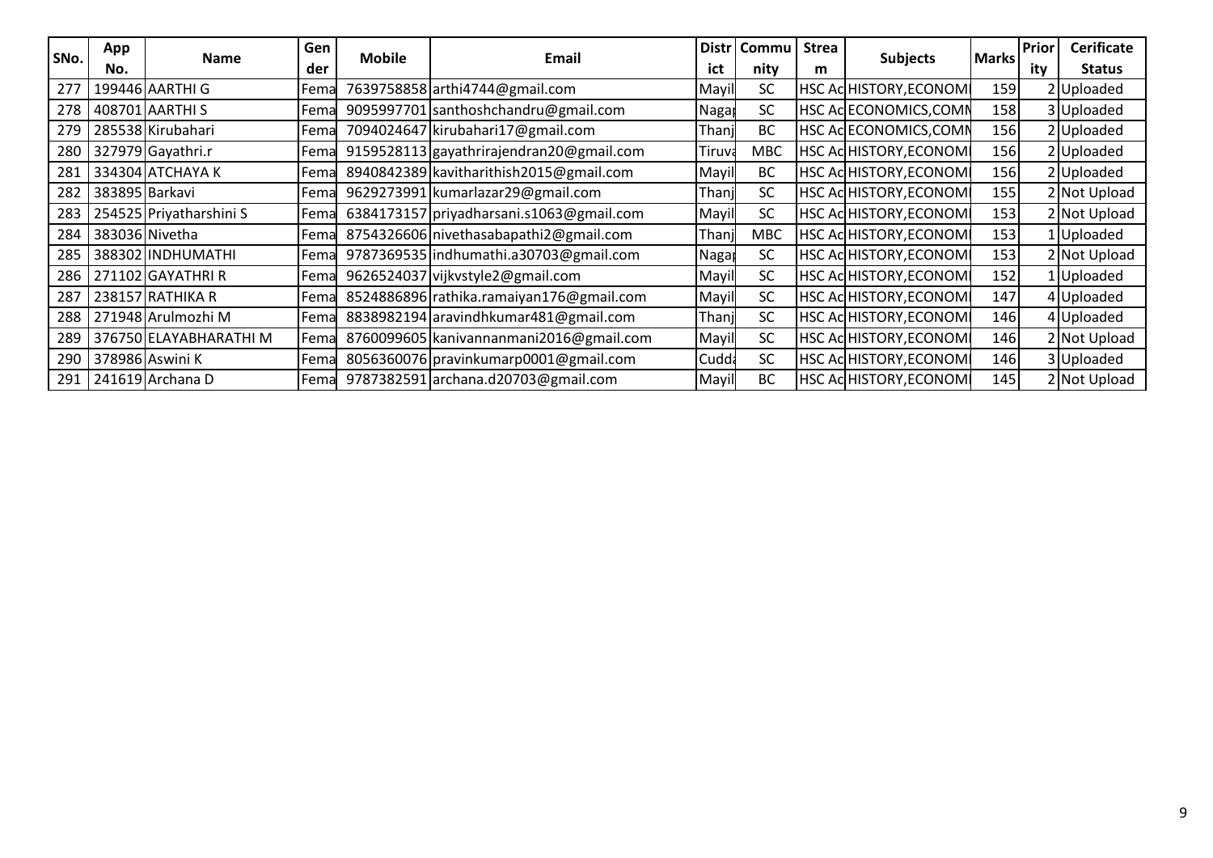| SNo. | App No. | Name | Gender | Mobile | Email | District | Community | Stream | Subjects | Marks | Priority | Cerificate Status |
|---|---|---|---|---|---|---|---|---|---|---|---|---|
| 277 | 199446 | AARTHI G | Fema | 7639758858 | arthi4744@gmail.com | Mayil | SC | HSC Ac | HISTORY,ECONOMI | 159 | 2 | Uploaded |
| 278 | 408701 | AARTHI S | Fema | 9095997701 | santhoshchandru@gmail.com | Nagap | SC | HSC Ac | ECONOMICS,COMN | 158 | 3 | Uploaded |
| 279 | 285538 | Kirubahari | Fema | 7094024647 | kirubahari17@gmail.com | Thanj | BC | HSC Ac | ECONOMICS,COMN | 156 | 2 | Uploaded |
| 280 | 327979 | Gayathri.r | Fema | 9159528113 | gayathrirajendran20@gmail.com | Tiruva | MBC | HSC Ac | HISTORY,ECONOMI | 156 | 2 | Uploaded |
| 281 | 334304 | ATCHAYA K | Fema | 8940842389 | kavitharithish2015@gmail.com | Mayil | BC | HSC Ac | HISTORY,ECONOMI | 156 | 2 | Uploaded |
| 282 | 383895 | Barkavi | Fema | 9629273991 | kumarlazar29@gmail.com | Thanj | SC | HSC Ac | HISTORY,ECONOMI | 155 | 2 | Not Upload |
| 283 | 254525 | Priyatharshini S | Fema | 6384173157 | priyadharsani.s1063@gmail.com | Mayil | SC | HSC Ac | HISTORY,ECONOMI | 153 | 2 | Not Upload |
| 284 | 383036 | Nivetha | Fema | 8754326606 | nivethasabapathi2@gmail.com | Thanj | MBC | HSC Ac | HISTORY,ECONOMI | 153 | 1 | Uploaded |
| 285 | 388302 | INDHUMATHI | Fema | 9787369535 | indhumathi.a30703@gmail.com | Nagap | SC | HSC Ac | HISTORY,ECONOMI | 153 | 2 | Not Upload |
| 286 | 271102 | GAYATHRI R | Fema | 9626524037 | vijkvstyle2@gmail.com | Mayil | SC | HSC Ac | HISTORY,ECONOMI | 152 | 1 | Uploaded |
| 287 | 238157 | RATHIKA R | Fema | 8524886896 | rathika.ramaiyan176@gmail.com | Mayil | SC | HSC Ac | HISTORY,ECONOMI | 147 | 4 | Uploaded |
| 288 | 271948 | Arulmozhi M | Fema | 8838982194 | aravindhkumar481@gmail.com | Thanj | SC | HSC Ac | HISTORY,ECONOMI | 146 | 4 | Uploaded |
| 289 | 376750 | ELAYABHARATHI M | Fema | 8760099605 | kanivannanmani2016@gmail.com | Mayil | SC | HSC Ac | HISTORY,ECONOMI | 146 | 2 | Not Upload |
| 290 | 378986 | Aswini K | Fema | 8056360076 | pravinkumarp0001@gmail.com | Cudda | SC | HSC Ac | HISTORY,ECONOMI | 146 | 3 | Uploaded |
| 291 | 241619 | Archana D | Fema | 9787382591 | archana.d20703@gmail.com | Mayil | BC | HSC Ac | HISTORY,ECONOMI | 145 | 2 | Not Upload |